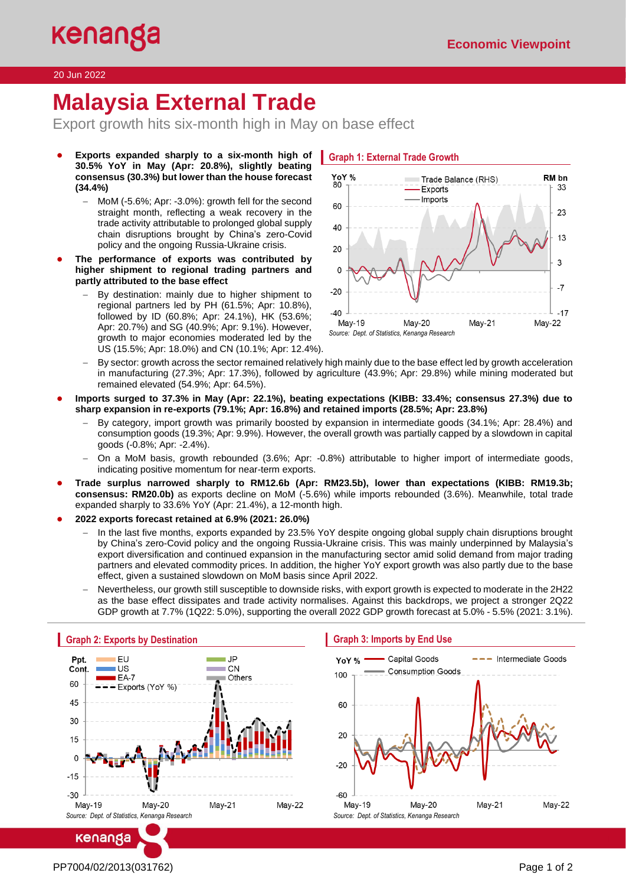20 Jun 2022

# Malaysia External Trade

Export growth hits six-month high in May on base effect

- **Exports expanded sharply to a six-month high of 30.5% YoY in May (Apr: 20.8%), slightly beating consensus (30.3%) but lower than the house forecast (34.4%)**
  - MoM (-5.6%; Apr: -3.0%): growth fell for the second straight month, reflecting a weak recovery in the trade activity attributable to prolonged global supply chain disruptions brought by China's zero-Covid policy and the ongoing Russia-Ukraine crisis.
- **The performance of exports was contributed by higher shipment to regional trading partners and partly attributed to the base effect**
  - By destination: mainly due to higher shipment to regional partners led by PH (61.5%; Apr: 10.8%), followed by ID (60.8%; Apr: 24.1%), HK (53.6%; Apr: 20.7%) and SG (40.9%; Apr: 9.1%). However, growth to major economies moderated led by the US (15.5%; Apr: 18.0%) and CN (10.1%; Apr: 12.4%).
  - By sector: growth across the sector remained relatively high mainly due to the base effect led by growth acceleration in manufacturing (27.3%; Apr: 17.3%), followed by agriculture (43.9%; Apr: 29.8%) while mining moderated but remained elevated (54.9%; Apr: 64.5%).
- **Imports surged to 37.3% in May (Apr: 22.1%), beating expectations (KIBB: 33.4%; consensus 27.3%) due to sharp expansion in re-exports (79.1%; Apr: 16.8%) and retained imports (28.5%; Apr: 23.8%)**
  - By category, import growth was primarily boosted by expansion in intermediate goods (34.1%; Apr: 28.4%) and consumption goods (19.3%; Apr: 9.9%). However, the overall growth was partially capped by a slowdown in capital goods (-0.8%; Apr: -2.4%).
  - On a MoM basis, growth rebounded (3.6%; Apr: -0.8%) attributable to higher import of intermediate goods, indicating positive momentum for near-term exports.
- **Trade surplus narrowed sharply to RM12.6b (Apr: RM23.5b), lower than expectations (KIBB: RM19.3b; consensus: RM20.0b)** as exports decline on MoM (-5.6%) while imports rebounded (3.6%). Meanwhile, total trade expanded sharply to 33.6% YoY (Apr: 21.4%), a 12-month high.
- **2022 exports forecast retained at 6.9% (2021: 26.0%)**
  - In the last five months, exports expanded by 23.5% YoY despite ongoing global supply chain disruptions brought by China's zero-Covid policy and the ongoing Russia-Ukraine crisis. This was mainly underpinned by Malaysia's export diversification and continued expansion in the manufacturing sector amid solid demand from major trading partners and elevated commodity prices. In addition, the higher YoY export growth was also partly due to the base effect, given a sustained slowdown on MoM basis since April 2022.
  - Nevertheless, our growth still susceptible to downside risks, with export growth is expected to moderate in the 2H22 as the base effect dissipates and trade activity normalises. Against this backdrops, we project a stronger 2Q22 GDP growth at 7.7% (1Q22: 5.0%), supporting the overall 2022 GDP growth forecast at 5.0% - 5.5% (2021: 3.1%).

**Graph 1: External Trade Growth**

Source: Dept. of Statistics, Kenanga Research

**Graph 2: Exports by Destination**

Source: Dept. of Statistics, Kenanga Research

**Graph 3: Imports by End Use**

Source: Dept. of Statistics, Kenanga Research

PP7004/02/2013(031762)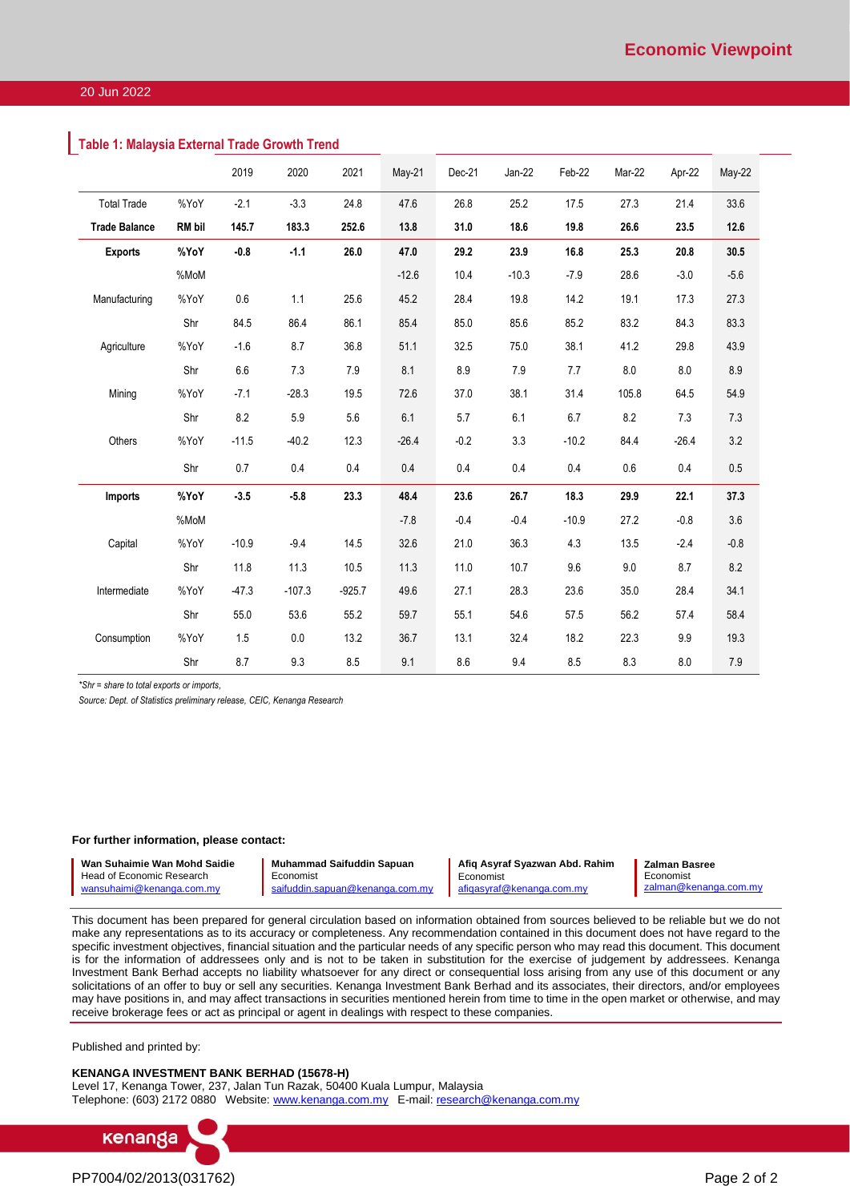### Table 1: Malaysia External Trade Growth Trend

| | | 2019 | 2020 | 2021 | May-21 | Dec-21 | Jan-22 | Feb-22 | Mar-22 | Apr-22 | May-22 |
|---|---|---|---|---|---|---|---|---|---|---|---|
| Total Trade | %YoY | -2.1 | -3.3 | 24.8 | 47.6 | 26.8 | 25.2 | 17.5 | 27.3 | 21.4 | 33.6 |
| **Trade Balance** | **RM bil** | **145.7** | **183.3** | **252.6** | **13.8** | **31.0** | **18.6** | **19.8** | **26.6** | **23.5** | **12.6** |
| **Exports** | **%YoY** | **-0.8** | **-1.1** | **26.0** | **47.0** | **29.2** | **23.9** | **16.8** | **25.3** | **20.8** | **30.5** |
| | %MoM | | | | -12.6 | 10.4 | -10.3 | -7.9 | 28.6 | -3.0 | -5.6 |
| Manufacturing | %YoY | 0.6 | 1.1 | 25.6 | 45.2 | 28.4 | 19.8 | 14.2 | 19.1 | 17.3 | 27.3 |
| | Shr | 84.5 | 86.4 | 86.1 | 85.4 | 85.0 | 85.6 | 85.2 | 83.2 | 84.3 | 83.3 |
| Agriculture | %YoY | -1.6 | 8.7 | 36.8 | 51.1 | 32.5 | 75.0 | 38.1 | 41.2 | 29.8 | 43.9 |
| | Shr | 6.6 | 7.3 | 7.9 | 8.1 | 8.9 | 7.9 | 7.7 | 8.0 | 8.0 | 8.9 |
| Mining | %YoY | -7.1 | -28.3 | 19.5 | 72.6 | 37.0 | 38.1 | 31.4 | 105.8 | 64.5 | 54.9 |
| | Shr | 8.2 | 5.9 | 5.6 | 6.1 | 5.7 | 6.1 | 6.7 | 8.2 | 7.3 | 7.3 |
| Others | %YoY | -11.5 | -40.2 | 12.3 | -26.4 | -0.2 | 3.3 | -10.2 | 84.4 | -26.4 | 3.2 |
| | Shr | 0.7 | 0.4 | 0.4 | 0.4 | 0.4 | 0.4 | 0.4 | 0.6 | 0.4 | 0.5 |
| **Imports** | **%YoY** | **-3.5** | **-5.8** | **23.3** | **48.4** | **23.6** | **26.7** | **18.3** | **29.9** | **22.1** | **37.3** |
| | %MoM | | | | -7.8 | -0.4 | -0.4 | -10.9 | 27.2 | -0.8 | 3.6 |
| Capital | %YoY | -10.9 | -9.4 | 14.5 | 32.6 | 21.0 | 36.3 | 4.3 | 13.5 | -2.4 | -0.8 |
| | Shr | 11.8 | 11.3 | 10.5 | 11.3 | 11.0 | 10.7 | 9.6 | 9.0 | 8.7 | 8.2 |
| Intermediate | %YoY | -47.3 | -107.3 | -925.7 | 49.6 | 27.1 | 28.3 | 23.6 | 35.0 | 28.4 | 34.1 |
| | Shr | 55.0 | 53.6 | 55.2 | 59.7 | 55.1 | 54.6 | 57.5 | 56.2 | 57.4 | 58.4 |
| Consumption | %YoY | 1.5 | 0.0 | 13.2 | 36.7 | 13.1 | 32.4 | 18.2 | 22.3 | 9.9 | 19.3 |
| | Shr | 8.7 | 9.3 | 8.5 | 9.1 | 8.6 | 9.4 | 8.5 | 8.3 | 8.0 | 7.9 |

*\*Shr = share to total exports or imports,*

*Source: Dept. of Statistics preliminary release, CEIC, Kenanga Research*

**For further information, please contact:**

**Wan Suhaimie Wan Mohd Saidie**
Head of Economic Research
wansuhaimi@kenanga.com.my

**Muhammad Saifuddin Sapuan**
Economist
saifuddin.sapuan@kenanga.com.my

**Afiq Asyraf Syazwan Abd. Rahim**
Economist
afiqasyraf@kenanga.com.my

**Zalman Basree**
Economist
zalman@kenanga.com.my

This document has been prepared for general circulation based on information obtained from sources believed to be reliable but we do not make any representations as to its accuracy or completeness. Any recommendation contained in this document does not have regard to the specific investment objectives, financial situation and the particular needs of any specific person who may read this document. This document is for the information of addressees only and is not to be taken in substitution for the exercise of judgement by addressees. Kenanga Investment Bank Berhad accepts no liability whatsoever for any direct or consequential loss arising from any use of this document or any solicitations of an offer to buy or sell any securities. Kenanga Investment Bank Berhad and its associates, their directors, and/or employees may have positions in, and may affect transactions in securities mentioned herein from time to time in the open market or otherwise, and may receive brokerage fees or act as principal or agent in dealings with respect to these companies.

Published and printed by:

**KENANGA INVESTMENT BANK BERHAD (15678-H)**
Level 17, Kenanga Tower, 237, Jalan Tun Razak, 50400 Kuala Lumpur, Malaysia
Telephone: (603) 2172 0880 Website: www.kenanga.com.my E-mail: research@kenanga.com.my

PP7004/02/2013(031762)